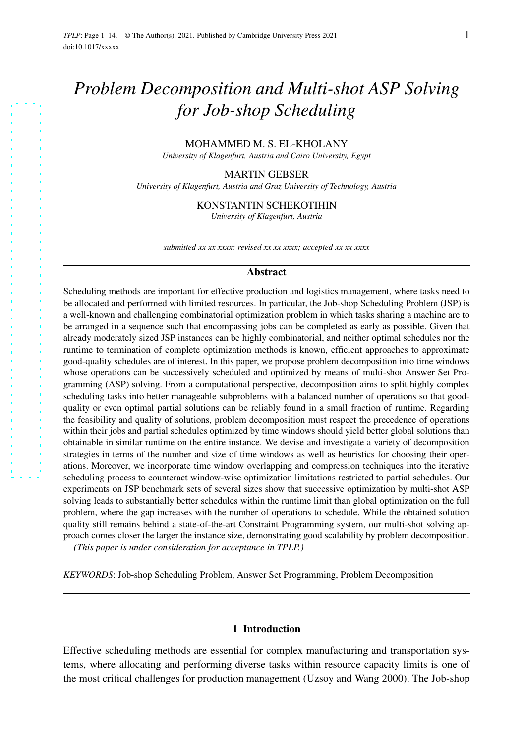# *Problem Decomposition and Multi-shot ASP Solving for Job-shop Scheduling*

MOHAMMED M. S. EL-KHOLANY

*University of Klagenfurt, Austria and Cairo University, Egypt*

MARTIN GEBSER

*University of Klagenfurt, Austria and Graz University of Technology, Austria*

KONSTANTIN SCHEKOTIHIN

*University of Klagenfurt, Austria*

*submitted xx xx xxxx; revised xx xx xxxx; accepted xx xx xxxx*

## Abstract

Scheduling methods are important for effective production and logistics management, where tasks need to be allocated and performed with limited resources. In particular, the Job-shop Scheduling Problem (JSP) is a well-known and challenging combinatorial optimization problem in which tasks sharing a machine are to be arranged in a sequence such that encompassing jobs can be completed as early as possible. Given that already moderately sized JSP instances can be highly combinatorial, and neither optimal schedules nor the runtime to termination of complete optimization methods is known, efficient approaches to approximate good-quality schedules are of interest. In this paper, we propose problem decomposition into time windows whose operations can be successively scheduled and optimized by means of multi-shot Answer Set Programming (ASP) solving. From a computational perspective, decomposition aims to split highly complex scheduling tasks into better manageable subproblems with a balanced number of operations so that good-quality or even optimal partial solutions can be reliably found in a small fraction of runtime. Regarding the feasibility and quality of solutions, problem decomposition must respect the precedence of operations within their jobs and partial schedules optimized by time windows should yield better global solutions than obtainable in similar runtime on the entire instance. We devise and investigate a variety of decomposition strategies in terms of the number and size of time windows as well as heuristics for choosing their operations. Moreover, we incorporate time window overlapping and compression techniques into the iterative scheduling process to counteract window-wise optimization limitations restricted to partial schedules. Our experiments on JSP benchmark sets of several sizes show that successive optimization by multi-shot ASP solving leads to substantially better schedules within the runtime limit than global optimization on the full problem, where the gap increases with the number of operations to schedule. While the obtained solution quality still remains behind a state-of-the-art Constraint Programming system, our multi-shot solving approach comes closer the larger the instance size, demonstrating good scalability by problem decomposition.

*(This paper is under consideration for acceptance in TPLP.)*

*KEYWORDS*: Job-shop Scheduling Problem, Answer Set Programming, Problem Decomposition

## 1 Introduction

Effective scheduling methods are essential for complex manufacturing and transportation systems, where allocating and performing diverse tasks within resource capacity limits is one of the most critical challenges for production management (Uzsoy and Wang 2000). The Job-shop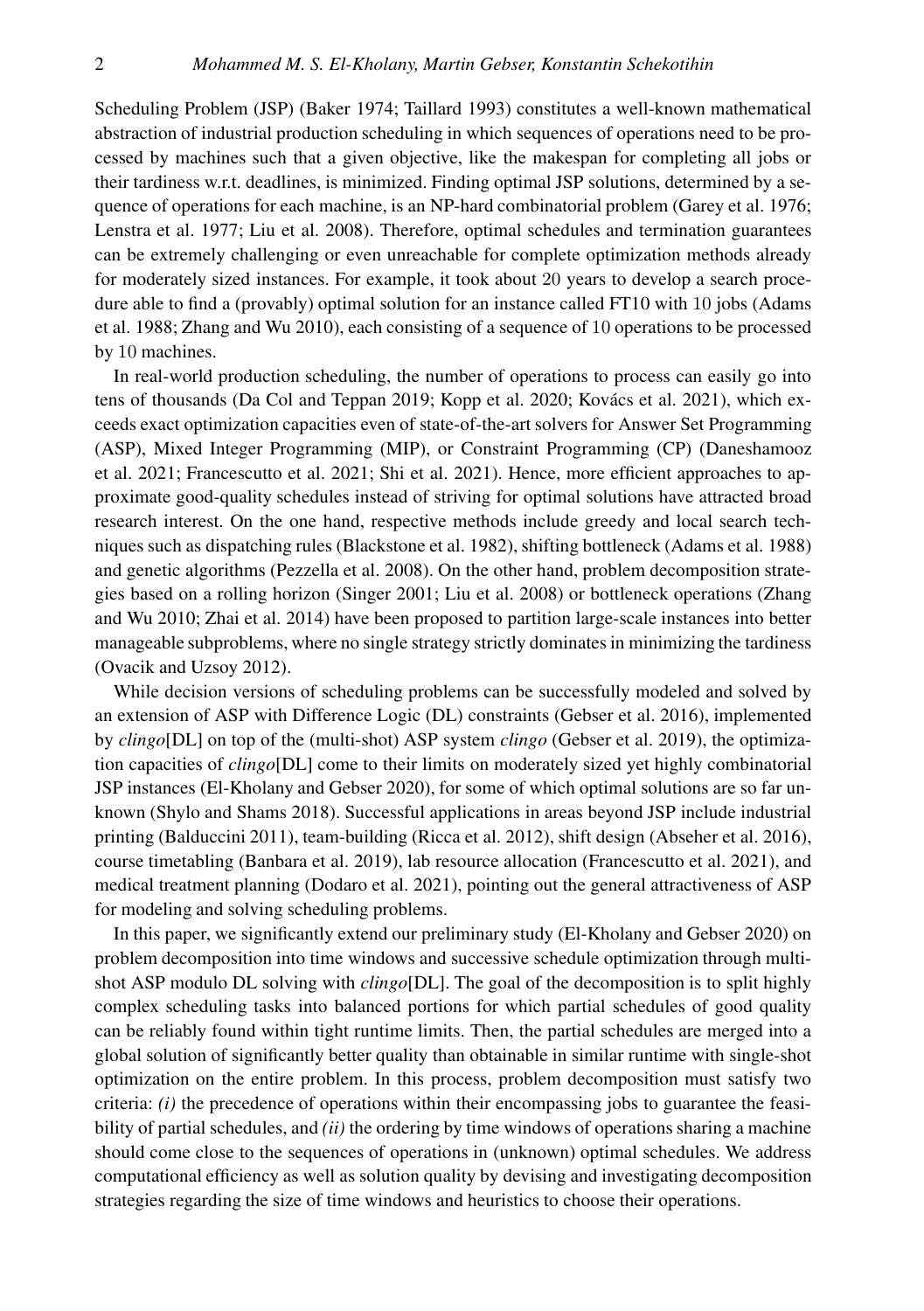Scheduling Problem (JSP) (Baker 1974; Taillard 1993) constitutes a well-known mathematical abstraction of industrial production scheduling in which sequences of operations need to be processed by machines such that a given objective, like the makespan for completing all jobs or their tardiness w.r.t. deadlines, is minimized. Finding optimal JSP solutions, determined by a sequence of operations for each machine, is an NP-hard combinatorial problem (Garey et al. 1976; Lenstra et al. 1977; Liu et al. 2008). Therefore, optimal schedules and termination guarantees can be extremely challenging or even unreachable for complete optimization methods already for moderately sized instances. For example, it took about 20 years to develop a search procedure able to find a (provably) optimal solution for an instance called FT10 with 10 jobs (Adams et al. 1988; Zhang and Wu 2010), each consisting of a sequence of 10 operations to be processed by 10 machines.

In real-world production scheduling, the number of operations to process can easily go into tens of thousands (Da Col and Teppan 2019; Kopp et al. 2020; Kovács et al. 2021), which exceeds exact optimization capacities even of state-of-the-art solvers for Answer Set Programming (ASP), Mixed Integer Programming (MIP), or Constraint Programming (CP) (Daneshamooz et al. 2021; Francescutto et al. 2021; Shi et al. 2021). Hence, more efficient approaches to approximate good-quality schedules instead of striving for optimal solutions have attracted broad research interest. On the one hand, respective methods include greedy and local search techniques such as dispatching rules (Blackstone et al. 1982), shifting bottleneck (Adams et al. 1988) and genetic algorithms (Pezzella et al. 2008). On the other hand, problem decomposition strategies based on a rolling horizon (Singer 2001; Liu et al. 2008) or bottleneck operations (Zhang and Wu 2010; Zhai et al. 2014) have been proposed to partition large-scale instances into better manageable subproblems, where no single strategy strictly dominates in minimizing the tardiness (Ovacik and Uzsoy 2012).

While decision versions of scheduling problems can be successfully modeled and solved by an extension of ASP with Difference Logic (DL) constraints (Gebser et al. 2016), implemented by *clingo*[DL] on top of the (multi-shot) ASP system *clingo* (Gebser et al. 2019), the optimization capacities of *clingo*[DL] come to their limits on moderately sized yet highly combinatorial JSP instances (El-Kholany and Gebser 2020), for some of which optimal solutions are so far unknown (Shylo and Shams 2018). Successful applications in areas beyond JSP include industrial printing (Balduccini 2011), team-building (Ricca et al. 2012), shift design (Abseher et al. 2016), course timetabling (Banbara et al. 2019), lab resource allocation (Francescutto et al. 2021), and medical treatment planning (Dodaro et al. 2021), pointing out the general attractiveness of ASP for modeling and solving scheduling problems.

In this paper, we significantly extend our preliminary study (El-Kholany and Gebser 2020) on problem decomposition into time windows and successive schedule optimization through multi-shot ASP modulo DL solving with *clingo*[DL]. The goal of the decomposition is to split highly complex scheduling tasks into balanced portions for which partial schedules of good quality can be reliably found within tight runtime limits. Then, the partial schedules are merged into a global solution of significantly better quality than obtainable in similar runtime with single-shot optimization on the entire problem. In this process, problem decomposition must satisfy two criteria: *(i)* the precedence of operations within their encompassing jobs to guarantee the feasibility of partial schedules, and *(ii)* the ordering by time windows of operations sharing a machine should come close to the sequences of operations in (unknown) optimal schedules. We address computational efficiency as well as solution quality by devising and investigating decomposition strategies regarding the size of time windows and heuristics to choose their operations.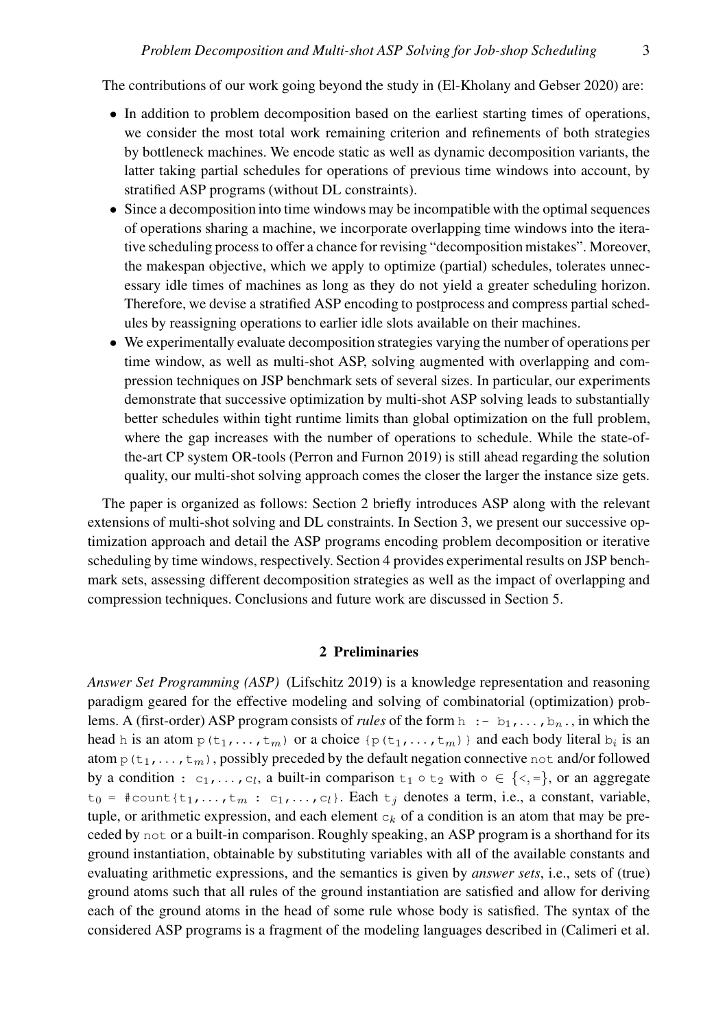The contributions of our work going beyond the study in (El-Kholany and Gebser 2020) are:

- In addition to problem decomposition based on the earliest starting times of operations, we consider the most total work remaining criterion and refinements of both strategies by bottleneck machines. We encode static as well as dynamic decomposition variants, the latter taking partial schedules for operations of previous time windows into account, by stratified ASP programs (without DL constraints).
- Since a decomposition into time windows may be incompatible with the optimal sequences of operations sharing a machine, we incorporate overlapping time windows into the iterative scheduling process to offer a chance for revising "decomposition mistakes". Moreover, the makespan objective, which we apply to optimize (partial) schedules, tolerates unnecessary idle times of machines as long as they do not yield a greater scheduling horizon. Therefore, we devise a stratified ASP encoding to postprocess and compress partial schedules by reassigning operations to earlier idle slots available on their machines.
- We experimentally evaluate decomposition strategies varying the number of operations per time window, as well as multi-shot ASP, solving augmented with overlapping and compression techniques on JSP benchmark sets of several sizes. In particular, our experiments demonstrate that successive optimization by multi-shot ASP solving leads to substantially better schedules within tight runtime limits than global optimization on the full problem, where the gap increases with the number of operations to schedule. While the state-of-the-art CP system OR-tools (Perron and Furnon 2019) is still ahead regarding the solution quality, our multi-shot solving approach comes the closer the larger the instance size gets.

The paper is organized as follows: Section 2 briefly introduces ASP along with the relevant extensions of multi-shot solving and DL constraints. In Section 3, we present our successive optimization approach and detail the ASP programs encoding problem decomposition or iterative scheduling by time windows, respectively. Section 4 provides experimental results on JSP benchmark sets, assessing different decomposition strategies as well as the impact of overlapping and compression techniques. Conclusions and future work are discussed in Section 5.

## 2 Preliminaries

*Answer Set Programming (ASP)* (Lifschitz 2019) is a knowledge representation and reasoning paradigm geared for the effective modeling and solving of combinatorial (optimization) problems. A (first-order) ASP program consists of *rules* of the form `h :- b`$_1$`,...,b`$_n$`.`, in which the head `h` is an atom `p(t`$_1$`,...,t`$_m$`)` or a choice `{p(t`$_1$`,...,t`$_m$`)}` and each body literal `b`$_i$ is an atom `p(t`$_1$`,...,t`$_m$`)`, possibly preceded by the default negation connective `not` and/or followed by a condition `: c`$_1$`,...,c`$_l$, a built-in comparison `t`$_1$ $\circ$ `t`$_2$ with $\circ \in \{$`<`,`=`$\}$, or an aggregate `t`$_0$ `= #count{t`$_1$`,...,t`$_m$ `: c`$_1$`,...,c`$_l$`}`. Each `t`$_j$ denotes a term, i.e., a constant, variable, tuple, or arithmetic expression, and each element `c`$_k$ of a condition is an atom that may be preceded by `not` or a built-in comparison. Roughly speaking, an ASP program is a shorthand for its ground instantiation, obtainable by substituting variables with all of the available constants and evaluating arithmetic expressions, and the semantics is given by *answer sets*, i.e., sets of (true) ground atoms such that all rules of the ground instantiation are satisfied and allow for deriving each of the ground atoms in the head of some rule whose body is satisfied. The syntax of the considered ASP programs is a fragment of the modeling languages described in (Calimeri et al.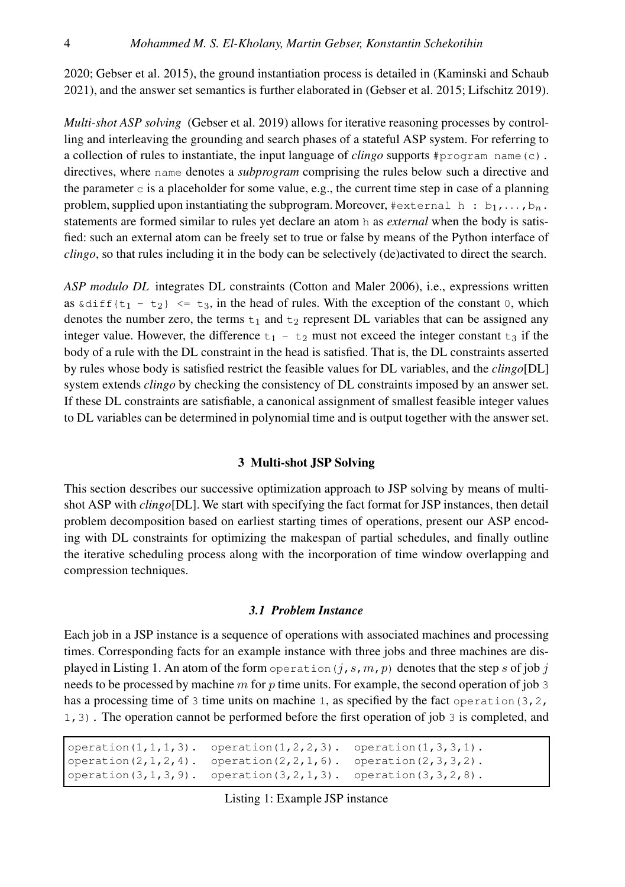2020; Gebser et al. 2015), the ground instantiation process is detailed in (Kaminski and Schaub 2021), and the answer set semantics is further elaborated in (Gebser et al. 2015; Lifschitz 2019).

*Multi-shot ASP solving* (Gebser et al. 2019) allows for iterative reasoning processes by controlling and interleaving the grounding and search phases of a stateful ASP system. For referring to a collection of rules to instantiate, the input language of *clingo* supports `#program name(c).` directives, where `name` denotes a *subprogram* comprising the rules below such a directive and the parameter `c` is a placeholder for some value, e.g., the current time step in case of a planning problem, supplied upon instantiating the subprogram. Moreover, `#external h :` $\texttt{b}_1,\ldots,\texttt{b}_n$. statements are formed similar to rules yet declare an atom `h` as *external* when the body is satisfied: such an external atom can be freely set to true or false by means of the Python interface of *clingo*, so that rules including it in the body can be selectively (de)activated to direct the search.

*ASP modulo DL* integrates DL constraints (Cotton and Maler 2006), i.e., expressions written as `&diff{`$\texttt{t}_1$ `-` $\texttt{t}_2$`} <=` $\texttt{t}_3$, in the head of rules. With the exception of the constant `0`, which denotes the number zero, the terms $\texttt{t}_1$ and $\texttt{t}_2$ represent DL variables that can be assigned any integer value. However, the difference $\texttt{t}_1$ `-` $\texttt{t}_2$ must not exceed the integer constant $\texttt{t}_3$ if the body of a rule with the DL constraint in the head is satisfied. That is, the DL constraints asserted by rules whose body is satisfied restrict the feasible values for DL variables, and the *clingo*[DL] system extends *clingo* by checking the consistency of DL constraints imposed by an answer set. If these DL constraints are satisfiable, a canonical assignment of smallest feasible integer values to DL variables can be determined in polynomial time and is output together with the answer set.

## 3 Multi-shot JSP Solving

This section describes our successive optimization approach to JSP solving by means of multi-shot ASP with *clingo*[DL]. We start with specifying the fact format for JSP instances, then detail problem decomposition based on earliest starting times of operations, present our ASP encoding with DL constraints for optimizing the makespan of partial schedules, and finally outline the iterative scheduling process along with the incorporation of time window overlapping and compression techniques.

### 3.1 Problem Instance

Each job in a JSP instance is a sequence of operations with associated machines and processing times. Corresponding facts for an example instance with three jobs and three machines are displayed in Listing 1. An atom of the form `operation(`$j,s,m,p$`)` denotes that the step $s$ of job $j$ needs to be processed by machine $m$ for $p$ time units. For example, the second operation of job `3` has a processing time of `3` time units on machine `1`, as specified by the fact `operation(3,2,1,3)`. The operation cannot be performed before the first operation of job `3` is completed, and

```
operation(1,1,1,3).  operation(1,2,2,3).  operation(1,3,3,1).
operation(2,1,2,4).  operation(2,2,1,6).  operation(2,3,3,2).
operation(3,1,3,9).  operation(3,2,1,3).  operation(3,3,2,8).
```

Listing 1: Example JSP instance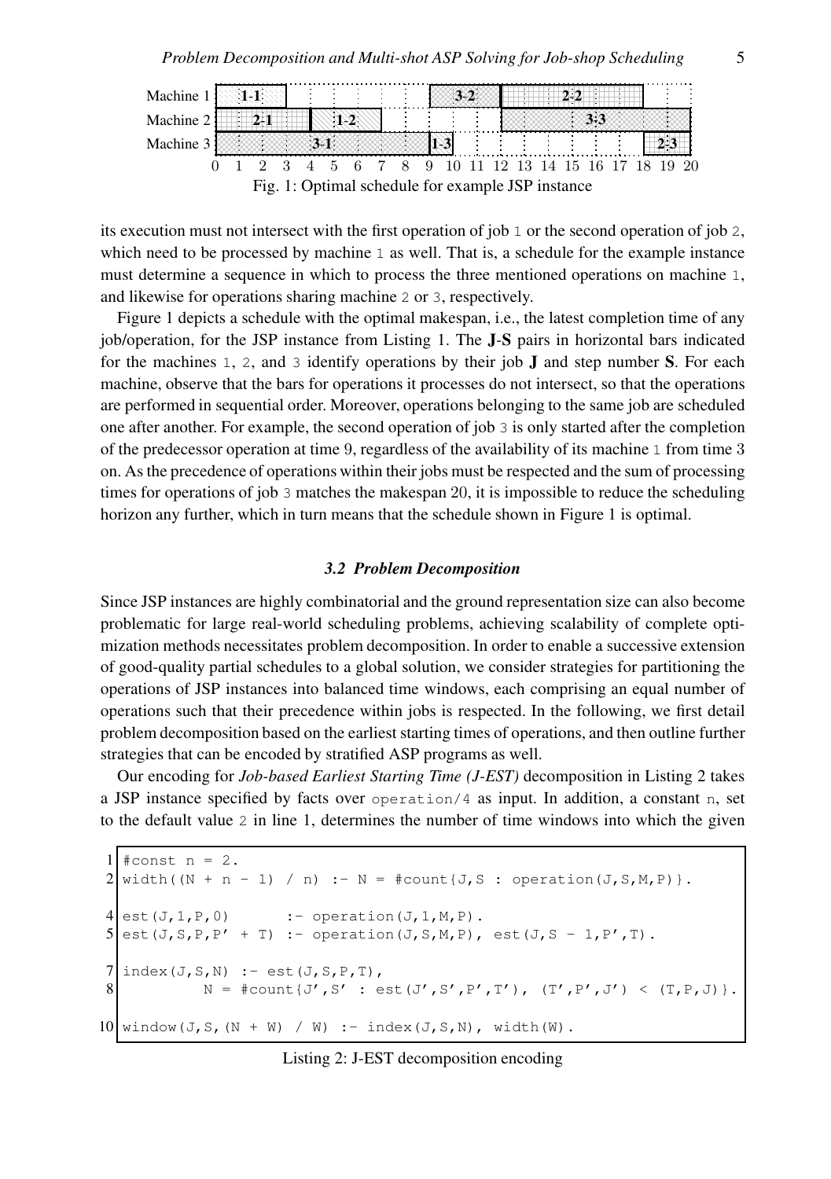Fig. 1: Optimal schedule for example JSP instance

its execution must not intersect with the first operation of job 1 or the second operation of job 2, which need to be processed by machine 1 as well. That is, a schedule for the example instance must determine a sequence in which to process the three mentioned operations on machine 1, and likewise for operations sharing machine 2 or 3, respectively.

Figure 1 depicts a schedule with the optimal makespan, i.e., the latest completion time of any job/operation, for the JSP instance from Listing 1. The **J**-**S** pairs in horizontal bars indicated for the machines 1, 2, and 3 identify operations by their job **J** and step number **S**. For each machine, observe that the bars for operations it processes do not intersect, so that the operations are performed in sequential order. Moreover, operations belonging to the same job are scheduled one after another. For example, the second operation of job 3 is only started after the completion of the predecessor operation at time 9, regardless of the availability of its machine 1 from time 3 on. As the precedence of operations within their jobs must be respected and the sum of processing times for operations of job 3 matches the makespan 20, it is impossible to reduce the scheduling horizon any further, which in turn means that the schedule shown in Figure 1 is optimal.

### *3.2 Problem Decomposition*

Since JSP instances are highly combinatorial and the ground representation size can also become problematic for large real-world scheduling problems, achieving scalability of complete optimization methods necessitates problem decomposition. In order to enable a successive extension of good-quality partial schedules to a global solution, we consider strategies for partitioning the operations of JSP instances into balanced time windows, each comprising an equal number of operations such that their precedence within jobs is respected. In the following, we first detail problem decomposition based on the earliest starting times of operations, and then outline further strategies that can be encoded by stratified ASP programs as well.

Our encoding for *Job-based Earliest Starting Time (J-EST)* decomposition in Listing 2 takes a JSP instance specified by facts over operation/4 as input. In addition, a constant n, set to the default value 2 in line 1, determines the number of time windows into which the given

```
1  #const n = 2.
2  width((N + n - 1) / n) :- N = #count{J,S : operation(J,S,M,P)}.

4  est(J,1,P,0)       :- operation(J,1,M,P).
5  est(J,S,P,P' + T) :- operation(J,S,M,P), est(J,S - 1,P',T).

7  index(J,S,N) :- est(J,S,P,T),
8           N = #count{J',S' : est(J',S',P',T'), (T',P',J') < (T,P,J)}.

10 window(J,S,(N + W) / W) :- index(J,S,N), width(W).
```

Listing 2: J-EST decomposition encoding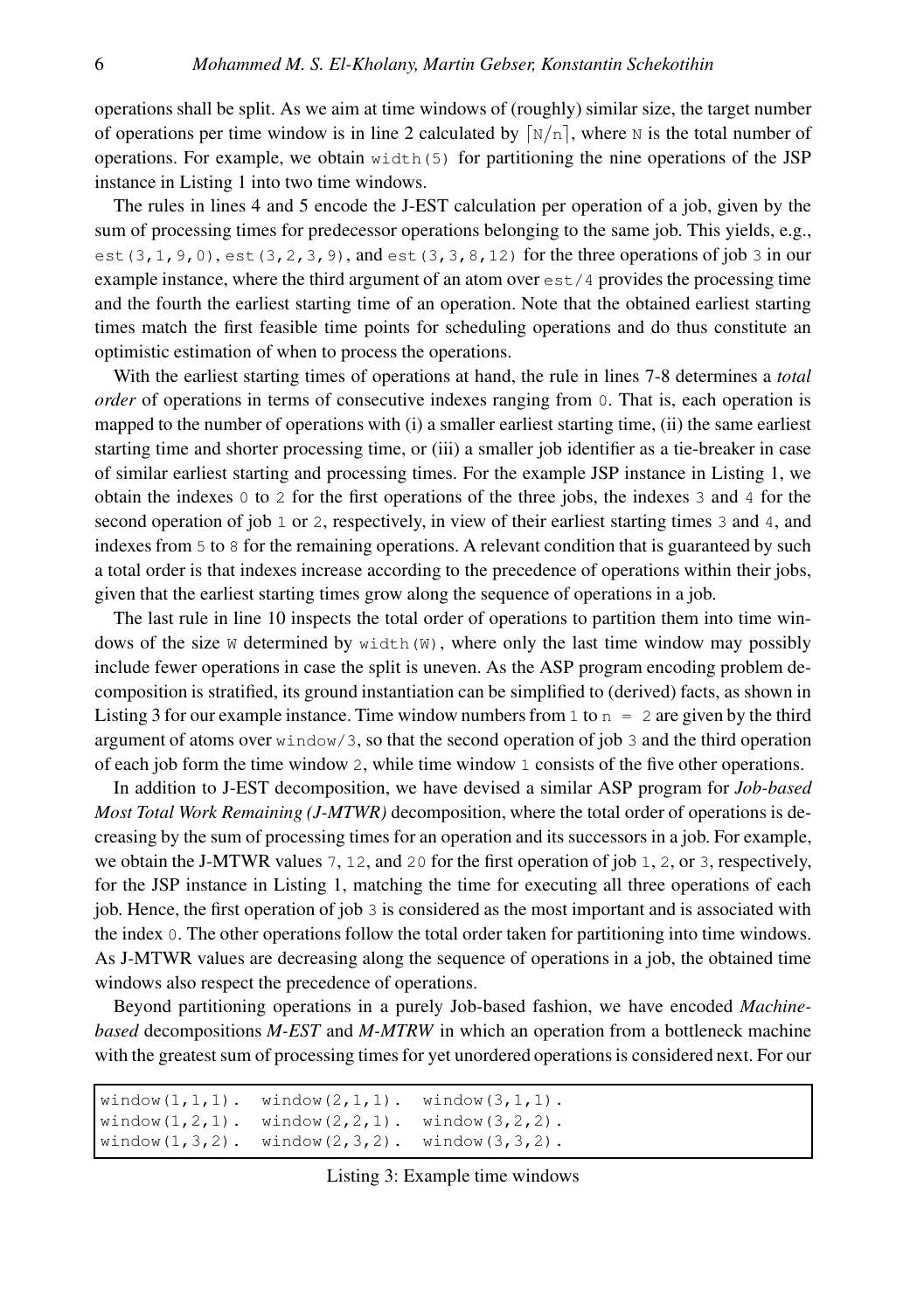operations shall be split. As we aim at time windows of (roughly) similar size, the target number of operations per time window is in line 2 calculated by $\lceil \texttt{N}/\texttt{n} \rceil$, where `N` is the total number of operations. For example, we obtain `width(5)` for partitioning the nine operations of the JSP instance in Listing 1 into two time windows.

The rules in lines 4 and 5 encode the J-EST calculation per operation of a job, given by the sum of processing times for predecessor operations belonging to the same job. This yields, e.g., `est(3,1,9,0)`, `est(3,2,3,9)`, and `est(3,3,8,12)` for the three operations of job `3` in our example instance, where the third argument of an atom over `est/4` provides the processing time and the fourth the earliest starting time of an operation. Note that the obtained earliest starting times match the first feasible time points for scheduling operations and do thus constitute an optimistic estimation of when to process the operations.

With the earliest starting times of operations at hand, the rule in lines 7-8 determines a *total order* of operations in terms of consecutive indexes ranging from `0`. That is, each operation is mapped to the number of operations with (i) a smaller earliest starting time, (ii) the same earliest starting time and shorter processing time, or (iii) a smaller job identifier as a tie-breaker in case of similar earliest starting and processing times. For the example JSP instance in Listing 1, we obtain the indexes `0` to `2` for the first operations of the three jobs, the indexes `3` and `4` for the second operation of job `1` or `2`, respectively, in view of their earliest starting times `3` and `4`, and indexes from `5` to `8` for the remaining operations. A relevant condition that is guaranteed by such a total order is that indexes increase according to the precedence of operations within their jobs, given that the earliest starting times grow along the sequence of operations in a job.

The last rule in line 10 inspects the total order of operations to partition them into time windows of the size `W` determined by `width(W)`, where only the last time window may possibly include fewer operations in case the split is uneven. As the ASP program encoding problem decomposition is stratified, its ground instantiation can be simplified to (derived) facts, as shown in Listing 3 for our example instance. Time window numbers from `1` to `n = 2` are given by the third argument of atoms over `window/3`, so that the second operation of job `3` and the third operation of each job form the time window `2`, while time window `1` consists of the five other operations.

In addition to J-EST decomposition, we have devised a similar ASP program for *Job-based Most Total Work Remaining (J-MTWR)* decomposition, where the total order of operations is decreasing by the sum of processing times for an operation and its successors in a job. For example, we obtain the J-MTWR values `7`, `12`, and `20` for the first operation of job `1`, `2`, or `3`, respectively, for the JSP instance in Listing 1, matching the time for executing all three operations of each job. Hence, the first operation of job `3` is considered as the most important and is associated with the index `0`. The other operations follow the total order taken for partitioning into time windows. As J-MTWR values are decreasing along the sequence of operations in a job, the obtained time windows also respect the precedence of operations.

Beyond partitioning operations in a purely Job-based fashion, we have encoded *Machine-based* decompositions *M-EST* and *M-MTRW* in which an operation from a bottleneck machine with the greatest sum of processing times for yet unordered operations is considered next. For our

```
window(1,1,1).  window(2,1,1).  window(3,1,1).
window(1,2,1).  window(2,2,1).  window(3,2,2).
window(1,3,2).  window(2,3,2).  window(3,3,2).
```

Listing 3: Example time windows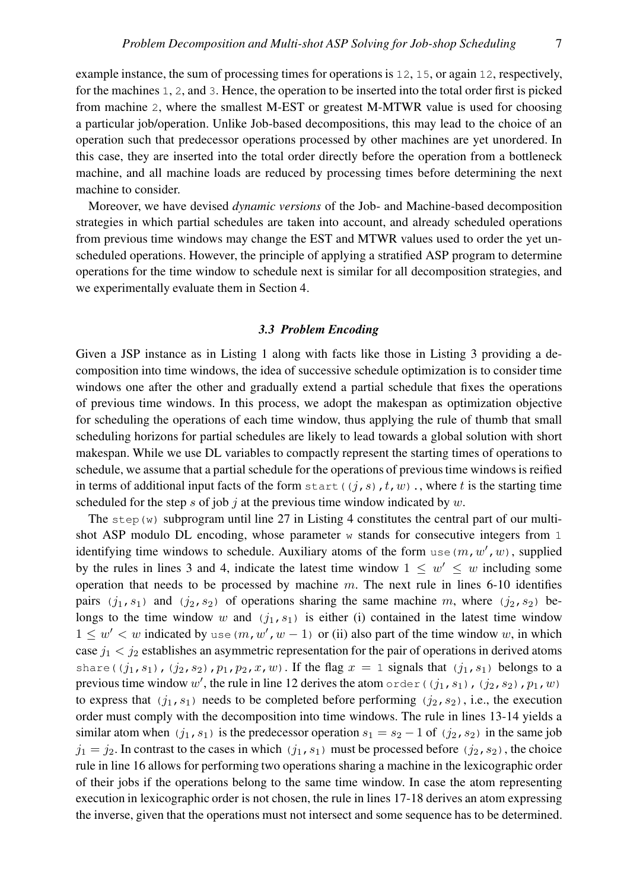example instance, the sum of processing times for operations is `12`, `15`, or again `12`, respectively, for the machines `1`, `2`, and `3`. Hence, the operation to be inserted into the total order first is picked from machine `2`, where the smallest M-EST or greatest M-MTWR value is used for choosing a particular job/operation. Unlike Job-based decompositions, this may lead to the choice of an operation such that predecessor operations processed by other machines are yet unordered. In this case, they are inserted into the total order directly before the operation from a bottleneck machine, and all machine loads are reduced by processing times before determining the next machine to consider.

Moreover, we have devised *dynamic versions* of the Job- and Machine-based decomposition strategies in which partial schedules are taken into account, and already scheduled operations from previous time windows may change the EST and MTWR values used to order the yet unscheduled operations. However, the principle of applying a stratified ASP program to determine operations for the time window to schedule next is similar for all decomposition strategies, and we experimentally evaluate them in Section 4.

### *3.3 Problem Encoding*

Given a JSP instance as in Listing 1 along with facts like those in Listing 3 providing a decomposition into time windows, the idea of successive schedule optimization is to consider time windows one after the other and gradually extend a partial schedule that fixes the operations of previous time windows. In this process, we adopt the makespan as optimization objective for scheduling the operations of each time window, thus applying the rule of thumb that small scheduling horizons for partial schedules are likely to lead towards a global solution with short makespan. While we use DL variables to compactly represent the starting times of operations to schedule, we assume that a partial schedule for the operations of previous time windows is reified in terms of additional input facts of the form `start((`$j$`,`$s$`),`$t$`,`$w$`).`, where $t$ is the starting time scheduled for the step $s$ of job $j$ at the previous time window indicated by $w$.

The `step(w)` subprogram until line 27 in Listing 4 constitutes the central part of our multi-shot ASP modulo DL encoding, whose parameter `w` stands for consecutive integers from `1` identifying time windows to schedule. Auxiliary atoms of the form `use(`$m$`,`$w'$`,`$w$`)`, supplied by the rules in lines 3 and 4, indicate the latest time window $1 \leq w' \leq w$ including some operation that needs to be processed by machine $m$. The next rule in lines 6-10 identifies pairs `(`$j_1$`,`$s_1$`)` and `(`$j_2$`,`$s_2$`)` of operations sharing the same machine $m$, where `(`$j_2$`,`$s_2$`)` belongs to the time window $w$ and `(`$j_1$`,`$s_1$`)` is either (i) contained in the latest time window $1 \leq w' < w$ indicated by `use(`$m$`,`$w'$`,`$w-1$`)` or (ii) also part of the time window $w$, in which case $j_1 < j_2$ establishes an asymmetric representation for the pair of operations in derived atoms `share((`$j_1$`,`$s_1$`),(`$j_2$`,`$s_2$`),`$p_1$`,`$p_2$`,`$x$`,`$w$`)`. If the flag $x =$ `1` signals that `(`$j_1$`,`$s_1$`)` belongs to a previous time window $w'$, the rule in line 12 derives the atom `order((`$j_1$`,`$s_1$`),(`$j_2$`,`$s_2$`),`$p_1$`,`$w$`)` to express that `(`$j_1$`,`$s_1$`)` needs to be completed before performing `(`$j_2$`,`$s_2$`)`, i.e., the execution order must comply with the decomposition into time windows. The rule in lines 13-14 yields a similar atom when `(`$j_1$`,`$s_1$`)` is the predecessor operation $s_1 = s_2 - 1$ of `(`$j_2$`,`$s_2$`)` in the same job $j_1 = j_2$. In contrast to the cases in which `(`$j_1$`,`$s_1$`)` must be processed before `(`$j_2$`,`$s_2$`)`, the choice rule in line 16 allows for performing two operations sharing a machine in the lexicographic order of their jobs if the operations belong to the same time window. In case the atom representing execution in lexicographic order is not chosen, the rule in lines 17-18 derives an atom expressing the inverse, given that the operations must not intersect and some sequence has to be determined.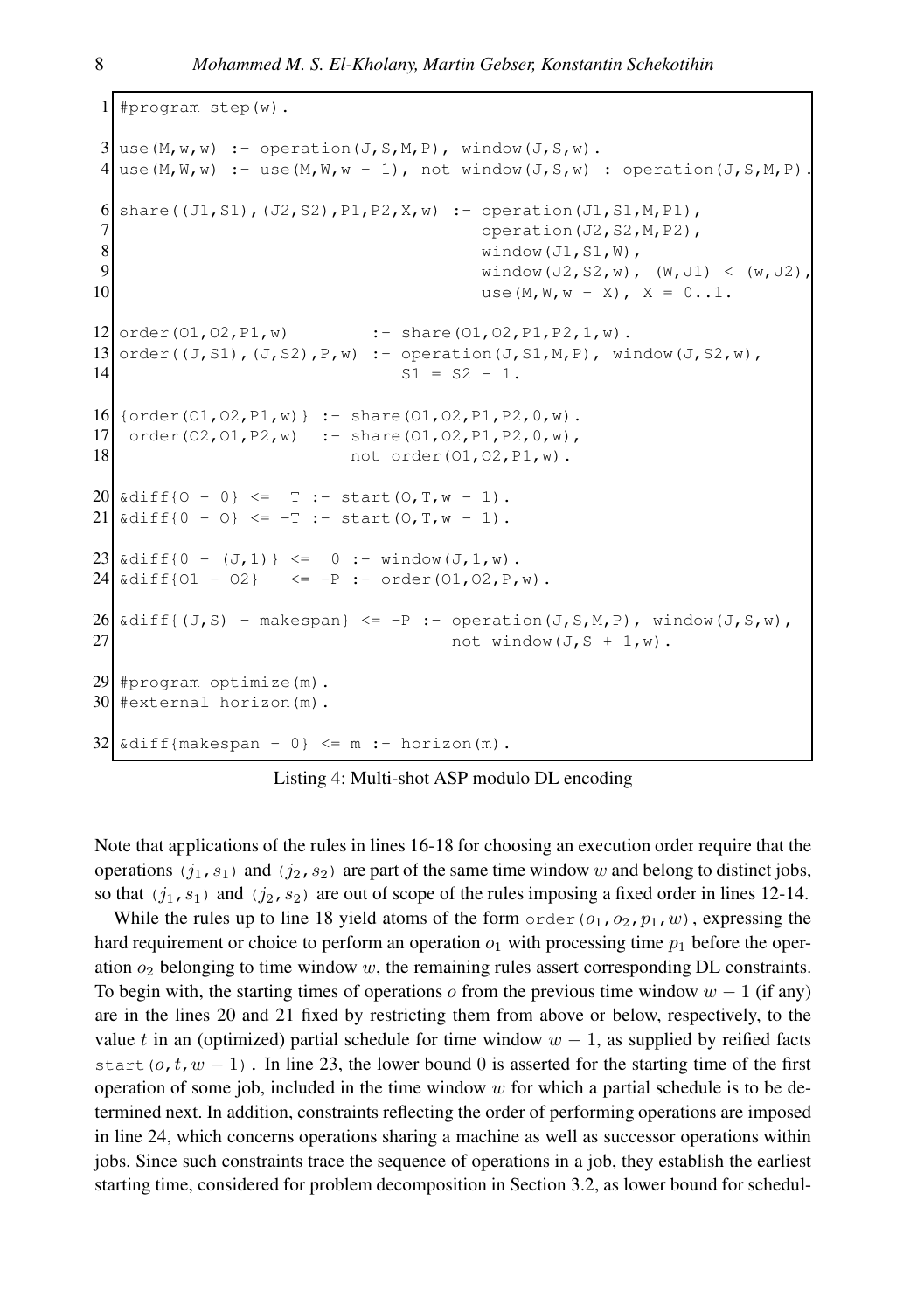```
1  #program step(w).

3  use(M,w,w) :- operation(J,S,M,P), window(J,S,w).
4  use(M,W,w) :- use(M,W,w - 1), not window(J,S,w) : operation(J,S,M,P).

6  share((J1,S1),(J2,S2),P1,P2,X,w) :- operation(J1,S1,M,P1),
7                                      operation(J2,S2,M,P2),
8                                      window(J1,S1,W),
9                                      window(J2,S2,w), (W,J1) < (w,J2),
10                                     use(M,W,w - X), X = 0..1.

12 order(O1,O2,P1,w)         :- share(O1,O2,P1,P2,1,w).
13 order((J,S1),(J,S2),P,w) :- operation(J,S1,M,P), window(J,S2,w),
14                              S1 = S2 - 1.

16 {order(O1,O2,P1,w)} :- share(O1,O2,P1,P2,0,w).
17  order(O2,O1,P2,w)  :- share(O1,O2,P1,P2,0,w),
18                        not order(O1,O2,P1,w).

20 &diff{O - 0} <=  T :- start(O,T,w - 1).
21 &diff{0 - O} <= -T :- start(O,T,w - 1).

23 &diff{0 - (J,1)} <=  0 :- window(J,1,w).
24 &diff{O1 - O2}   <= -P :- order(O1,O2,P,w).

26 &diff{(J,S) - makespan} <= -P :- operation(J,S,M,P), window(J,S,w),
27                                  not window(J,S + 1,w).

29 #program optimize(m).
30 #external horizon(m).

32 &diff{makespan - 0} <= m :- horizon(m).
```

Listing 4: Multi-shot ASP modulo DL encoding

Note that applications of the rules in lines 16-18 for choosing an execution order require that the operations `(`$j_1$`,`$s_1$`)` and `(`$j_2$`,`$s_2$`)` are part of the same time window $w$ and belong to distinct jobs, so that `(`$j_1$`,`$s_1$`)` and `(`$j_2$`,`$s_2$`)` are out of scope of the rules imposing a fixed order in lines 12-14.

While the rules up to line 18 yield atoms of the form `order(`$o_1$`,`$o_2$`,`$p_1$`,`$w$`)`, expressing the hard requirement or choice to perform an operation $o_1$ with processing time $p_1$ before the operation $o_2$ belonging to time window $w$, the remaining rules assert corresponding DL constraints. To begin with, the starting times of operations $o$ from the previous time window $w-1$ (if any) are in the lines 20 and 21 fixed by restricting them from above or below, respectively, to the value $t$ in an (optimized) partial schedule for time window $w-1$, as supplied by reified facts `start(`$o, t, w-1$`)`. In line 23, the lower bound 0 is asserted for the starting time of the first operation of some job, included in the time window $w$ for which a partial schedule is to be determined next. In addition, constraints reflecting the order of performing operations are imposed in line 24, which concerns operations sharing a machine as well as successor operations within jobs. Since such constraints trace the sequence of operations in a job, they establish the earliest starting time, considered for problem decomposition in Section 3.2, as lower bound for schedul-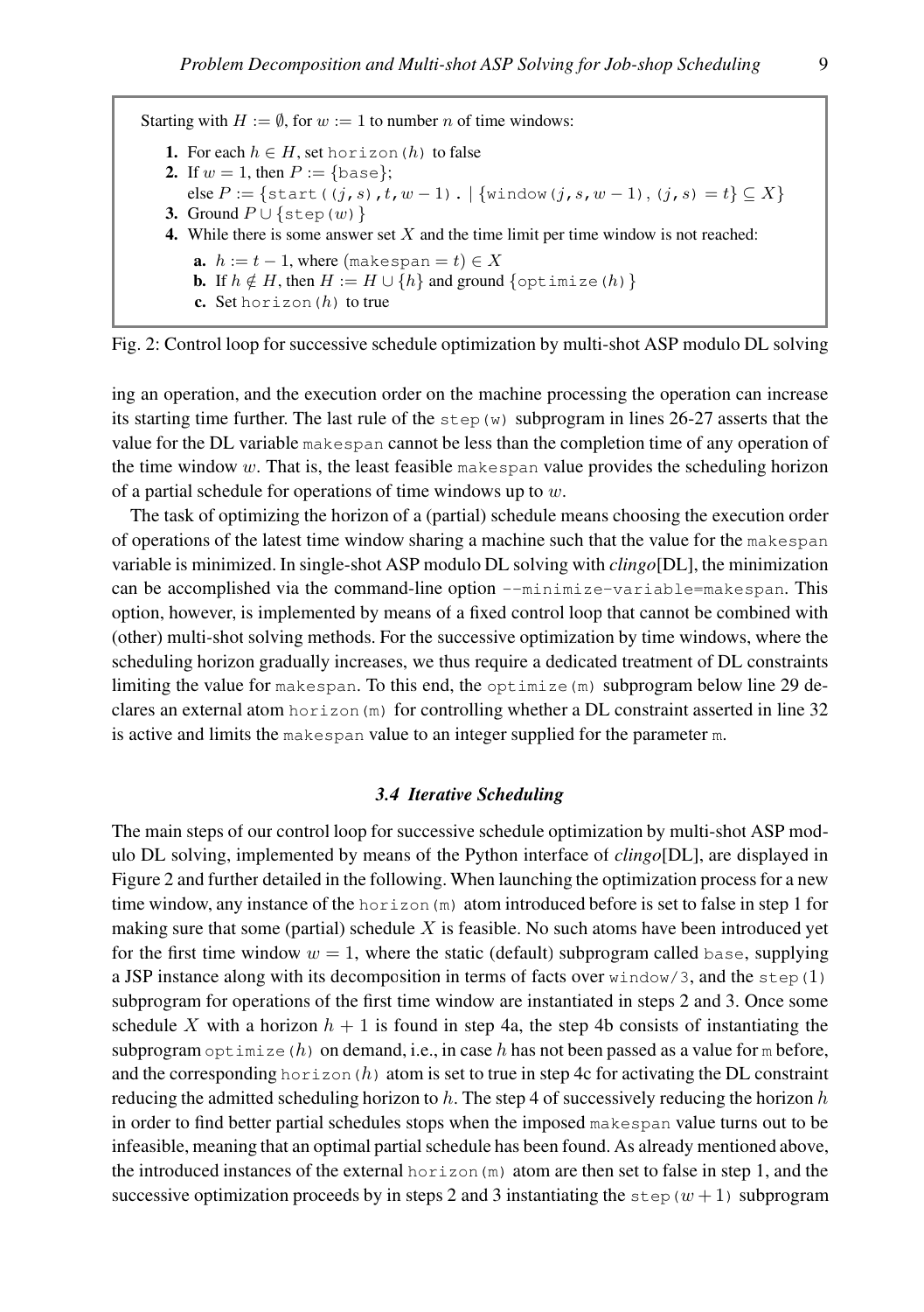Starting with $H := \emptyset$, for $w := 1$ to number $n$ of time windows:

1. For each $h \in H$, set `horizon(`$h$`)` to false
2. If $w = 1$, then $P := \{$`base`$\}$;
   else $P := \{$`start((`$j$`,`$s$`),`$t$`,`$w-1$`).` $\mid \{$`window(`$j$`,`$s$`,`$w-1$`),(`$j$`,`$s$`)` $= t\} \subseteq X\}$
3. Ground $P \cup \{$`step(`$w$`)`$\}$
4. While there is some answer set $X$ and the time limit per time window is not reached:
   - **a.** $h := t - 1$, where (`makespan` $= t) \in X$
   - **b.** If $h \notin H$, then $H := H \cup \{h\}$ and ground $\{$`optimize(`$h$`)`$\}$
   - **c.** Set `horizon(`$h$`)` to true

Fig. 2: Control loop for successive schedule optimization by multi-shot ASP modulo DL solving

ing an operation, and the execution order on the machine processing the operation can increase its starting time further. The last rule of the `step(w)` subprogram in lines 26-27 asserts that the value for the DL variable `makespan` cannot be less than the completion time of any operation of the time window $w$. That is, the least feasible `makespan` value provides the scheduling horizon of a partial schedule for operations of time windows up to $w$.

The task of optimizing the horizon of a (partial) schedule means choosing the execution order of operations of the latest time window sharing a machine such that the value for the `makespan` variable is minimized. In single-shot ASP modulo DL solving with *clingo*[DL], the minimization can be accomplished via the command-line option `--minimize-variable=makespan`. This option, however, is implemented by means of a fixed control loop that cannot be combined with (other) multi-shot solving methods. For the successive optimization by time windows, where the scheduling horizon gradually increases, we thus require a dedicated treatment of DL constraints limiting the value for `makespan`. To this end, the `optimize(m)` subprogram below line 29 declares an external atom `horizon(m)` for controlling whether a DL constraint asserted in line 32 is active and limits the `makespan` value to an integer supplied for the parameter `m`.

### 3.4 Iterative Scheduling

The main steps of our control loop for successive schedule optimization by multi-shot ASP modulo DL solving, implemented by means of the Python interface of *clingo*[DL], are displayed in Figure 2 and further detailed in the following. When launching the optimization process for a new time window, any instance of the `horizon(m)` atom introduced before is set to false in step 1 for making sure that some (partial) schedule $X$ is feasible. No such atoms have been introduced yet for the first time window $w = 1$, where the static (default) subprogram called `base`, supplying a JSP instance along with its decomposition in terms of facts over `window/3`, and the `step(1)` subprogram for operations of the first time window are instantiated in steps 2 and 3. Once some schedule $X$ with a horizon $h + 1$ is found in step 4a, the step 4b consists of instantiating the subprogram `optimize(`$h$`)` on demand, i.e., in case $h$ has not been passed as a value for `m` before, and the corresponding `horizon(`$h$`)` atom is set to true in step 4c for activating the DL constraint reducing the admitted scheduling horizon to $h$. The step 4 of successively reducing the horizon $h$ in order to find better partial schedules stops when the imposed `makespan` value turns out to be infeasible, meaning that an optimal partial schedule has been found. As already mentioned above, the introduced instances of the external `horizon(m)` atom are then set to false in step 1, and the successive optimization proceeds by in steps 2 and 3 instantiating the `step(`$w+1$`)` subprogram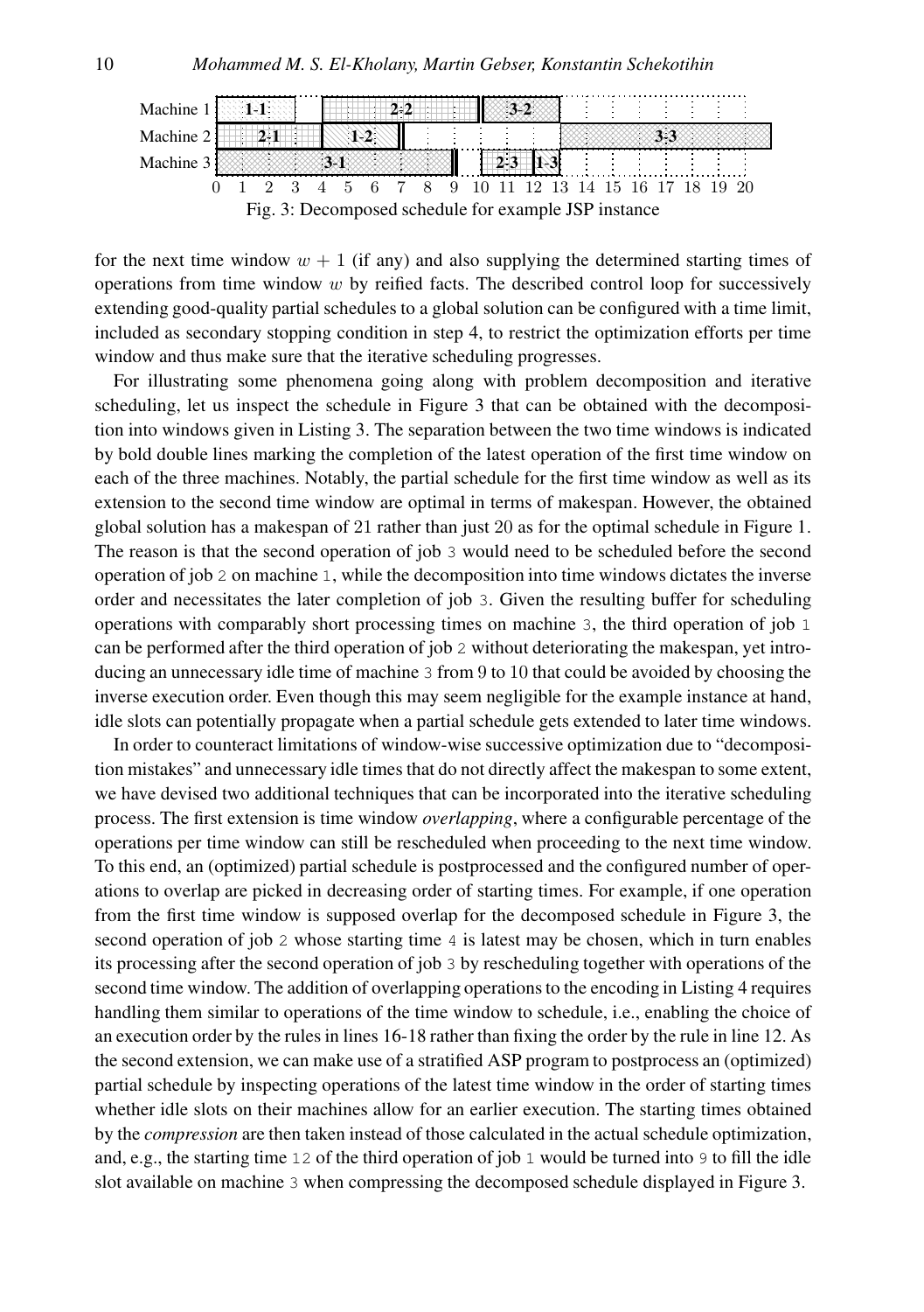Fig. 3: Decomposed schedule for example JSP instance

for the next time window $w + 1$ (if any) and also supplying the determined starting times of operations from time window $w$ by reified facts. The described control loop for successively extending good-quality partial schedules to a global solution can be configured with a time limit, included as secondary stopping condition in step 4, to restrict the optimization efforts per time window and thus make sure that the iterative scheduling progresses.

For illustrating some phenomena going along with problem decomposition and iterative scheduling, let us inspect the schedule in Figure 3 that can be obtained with the decomposition into windows given in Listing 3. The separation between the two time windows is indicated by bold double lines marking the completion of the latest operation of the first time window on each of the three machines. Notably, the partial schedule for the first time window as well as its extension to the second time window are optimal in terms of makespan. However, the obtained global solution has a makespan of 21 rather than just 20 as for the optimal schedule in Figure 1. The reason is that the second operation of job `3` would need to be scheduled before the second operation of job `2` on machine `1`, while the decomposition into time windows dictates the inverse order and necessitates the later completion of job `3`. Given the resulting buffer for scheduling operations with comparably short processing times on machine `3`, the third operation of job `1` can be performed after the third operation of job `2` without deteriorating the makespan, yet introducing an unnecessary idle time of machine `3` from 9 to 10 that could be avoided by choosing the inverse execution order. Even though this may seem negligible for the example instance at hand, idle slots can potentially propagate when a partial schedule gets extended to later time windows.

In order to counteract limitations of window-wise successive optimization due to "decomposition mistakes" and unnecessary idle times that do not directly affect the makespan to some extent, we have devised two additional techniques that can be incorporated into the iterative scheduling process. The first extension is time window *overlapping*, where a configurable percentage of the operations per time window can still be rescheduled when proceeding to the next time window. To this end, an (optimized) partial schedule is postprocessed and the configured number of operations to overlap are picked in decreasing order of starting times. For example, if one operation from the first time window is supposed overlap for the decomposed schedule in Figure 3, the second operation of job `2` whose starting time `4` is latest may be chosen, which in turn enables its processing after the second operation of job `3` by rescheduling together with operations of the second time window. The addition of overlapping operations to the encoding in Listing 4 requires handling them similar to operations of the time window to schedule, i.e., enabling the choice of an execution order by the rules in lines 16-18 rather than fixing the order by the rule in line 12. As the second extension, we can make use of a stratified ASP program to postprocess an (optimized) partial schedule by inspecting operations of the latest time window in the order of starting times whether idle slots on their machines allow for an earlier execution. The starting times obtained by the *compression* are then taken instead of those calculated in the actual schedule optimization, and, e.g., the starting time `12` of the third operation of job `1` would be turned into `9` to fill the idle slot available on machine `3` when compressing the decomposed schedule displayed in Figure 3.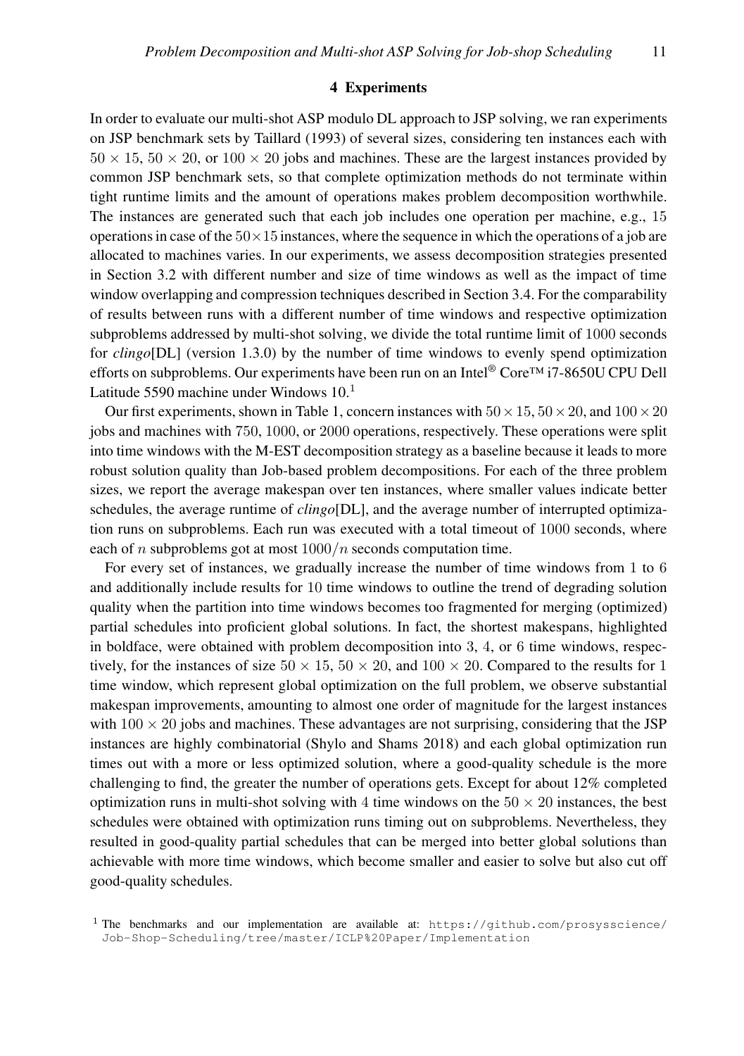## 4 Experiments

In order to evaluate our multi-shot ASP modulo DL approach to JSP solving, we ran experiments on JSP benchmark sets by Taillard (1993) of several sizes, considering ten instances each with $50 \times 15$, $50 \times 20$, or $100 \times 20$ jobs and machines. These are the largest instances provided by common JSP benchmark sets, so that complete optimization methods do not terminate within tight runtime limits and the amount of operations makes problem decomposition worthwhile. The instances are generated such that each job includes one operation per machine, e.g., 15 operations in case of the $50 \times 15$ instances, where the sequence in which the operations of a job are allocated to machines varies. In our experiments, we assess decomposition strategies presented in Section 3.2 with different number and size of time windows as well as the impact of time window overlapping and compression techniques described in Section 3.4. For the comparability of results between runs with a different number of time windows and respective optimization subproblems addressed by multi-shot solving, we divide the total runtime limit of 1000 seconds for *clingo*[DL] (version 1.3.0) by the number of time windows to evenly spend optimization efforts on subproblems. Our experiments have been run on an Intel® Core™ i7-8650U CPU Dell Latitude 5590 machine under Windows 10.[1]

Our first experiments, shown in Table 1, concern instances with $50 \times 15$, $50 \times 20$, and $100 \times 20$ jobs and machines with 750, 1000, or 2000 operations, respectively. These operations were split into time windows with the M-EST decomposition strategy as a baseline because it leads to more robust solution quality than Job-based problem decompositions. For each of the three problem sizes, we report the average makespan over ten instances, where smaller values indicate better schedules, the average runtime of *clingo*[DL], and the average number of interrupted optimization runs on subproblems. Each run was executed with a total timeout of 1000 seconds, where each of $n$ subproblems got at most $1000/n$ seconds computation time.

For every set of instances, we gradually increase the number of time windows from 1 to 6 and additionally include results for 10 time windows to outline the trend of degrading solution quality when the partition into time windows becomes too fragmented for merging (optimized) partial schedules into proficient global solutions. In fact, the shortest makespans, highlighted in boldface, were obtained with problem decomposition into 3, 4, or 6 time windows, respectively, for the instances of size $50 \times 15$, $50 \times 20$, and $100 \times 20$. Compared to the results for 1 time window, which represent global optimization on the full problem, we observe substantial makespan improvements, amounting to almost one order of magnitude for the largest instances with $100 \times 20$ jobs and machines. These advantages are not surprising, considering that the JSP instances are highly combinatorial (Shylo and Shams 2018) and each global optimization run times out with a more or less optimized solution, where a good-quality schedule is the more challenging to find, the greater the number of operations gets. Except for about 12% completed optimization runs in multi-shot solving with 4 time windows on the $50 \times 20$ instances, the best schedules were obtained with optimization runs timing out on subproblems. Nevertheless, they resulted in good-quality partial schedules that can be merged into better global solutions than achievable with more time windows, which become smaller and easier to solve but also cut off good-quality schedules.

[1] The benchmarks and our implementation are available at: https://github.com/prosysscience/Job-Shop-Scheduling/tree/master/ICLP%20Paper/Implementation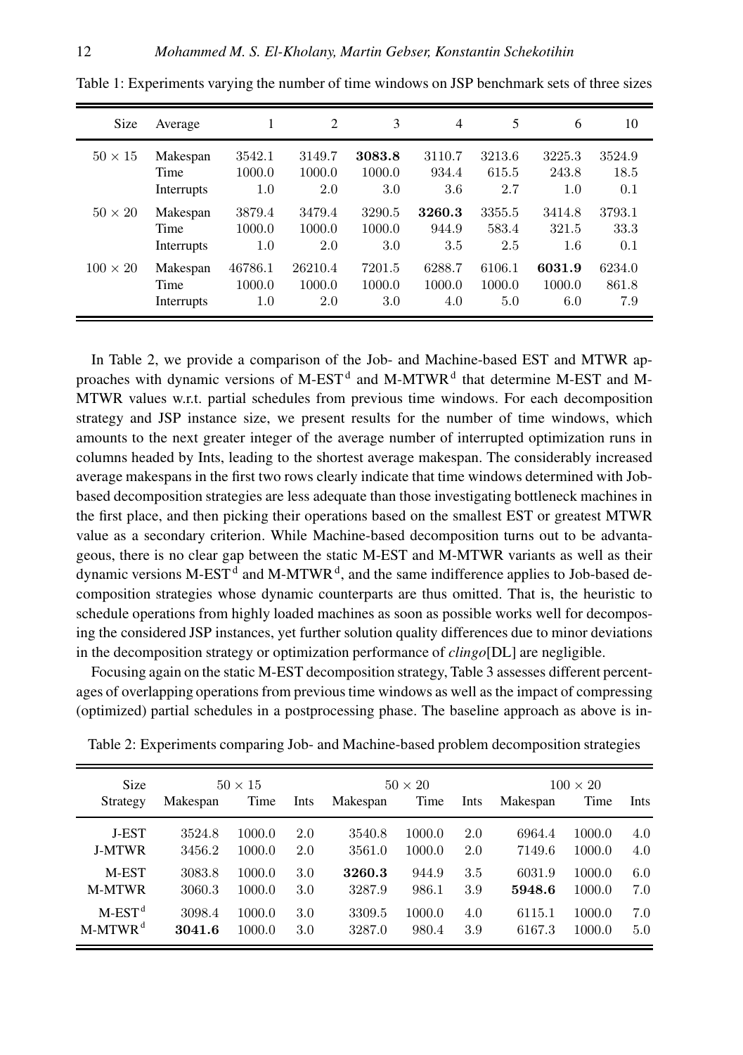Table 1: Experiments varying the number of time windows on JSP benchmark sets of three sizes

| Size | Average | 1 | 2 | 3 | 4 | 5 | 6 | 10 |
|---|---|---|---|---|---|---|---|---|
| $50 \times 15$ | Makespan | 3542.1 | 3149.7 | **3083.8** | 3110.7 | 3213.6 | 3225.3 | 3524.9 |
| | Time | 1000.0 | 1000.0 | 1000.0 | 934.4 | 615.5 | 243.8 | 18.5 |
| | Interrupts | 1.0 | 2.0 | 3.0 | 3.6 | 2.7 | 1.0 | 0.1 |
| $50 \times 20$ | Makespan | 3879.4 | 3479.4 | 3290.5 | **3260.3** | 3355.5 | 3414.8 | 3793.1 |
| | Time | 1000.0 | 1000.0 | 1000.0 | 944.9 | 583.4 | 321.5 | 33.3 |
| | Interrupts | 1.0 | 2.0 | 3.0 | 3.5 | 2.5 | 1.6 | 0.1 |
| $100 \times 20$ | Makespan | 46786.1 | 26210.4 | 7201.5 | 6288.7 | 6106.1 | **6031.9** | 6234.0 |
| | Time | 1000.0 | 1000.0 | 1000.0 | 1000.0 | 1000.0 | 1000.0 | 861.8 |
| | Interrupts | 1.0 | 2.0 | 3.0 | 4.0 | 5.0 | 6.0 | 7.9 |

In Table 2, we provide a comparison of the Job- and Machine-based EST and MTWR approaches with dynamic versions of M-EST$^{d}$ and M-MTWR$^{d}$ that determine M-EST and M-MTWR values w.r.t. partial schedules from previous time windows. For each decomposition strategy and JSP instance size, we present results for the number of time windows, which amounts to the next greater integer of the average number of interrupted optimization runs in columns headed by Ints, leading to the shortest average makespan. The considerably increased average makespans in the first two rows clearly indicate that time windows determined with Job-based decomposition strategies are less adequate than those investigating bottleneck machines in the first place, and then picking their operations based on the smallest EST or greatest MTWR value as a secondary criterion. While Machine-based decomposition turns out to be advantageous, there is no clear gap between the static M-EST and M-MTWR variants as well as their dynamic versions M-EST$^{d}$ and M-MTWR$^{d}$, and the same indifference applies to Job-based decomposition strategies whose dynamic counterparts are thus omitted. That is, the heuristic to schedule operations from highly loaded machines as soon as possible works well for decomposing the considered JSP instances, yet further solution quality differences due to minor deviations in the decomposition strategy or optimization performance of *clingo*[DL] are negligible.

Focusing again on the static M-EST decomposition strategy, Table 3 assesses different percentages of overlapping operations from previous time windows as well as the impact of compressing (optimized) partial schedules in a postprocessing phase. The baseline approach as above is in-

Table 2: Experiments comparing Job- and Machine-based problem decomposition strategies

| Size | $50 \times 15$ | | | $50 \times 20$ | | | $100 \times 20$ | | |
|---|---|---|---|---|---|---|---|---|---|
| Strategy | Makespan | Time | Ints | Makespan | Time | Ints | Makespan | Time | Ints |
| J-EST | 3524.8 | 1000.0 | 2.0 | 3540.8 | 1000.0 | 2.0 | 6964.4 | 1000.0 | 4.0 |
| J-MTWR | 3456.2 | 1000.0 | 2.0 | 3561.0 | 1000.0 | 2.0 | 7149.6 | 1000.0 | 4.0 |
| M-EST | 3083.8 | 1000.0 | 3.0 | **3260.3** | 944.9 | 3.5 | 6031.9 | 1000.0 | 6.0 |
| M-MTWR | 3060.3 | 1000.0 | 3.0 | 3287.9 | 986.1 | 3.9 | **5948.6** | 1000.0 | 7.0 |
| M-EST$^{d}$ | 3098.4 | 1000.0 | 3.0 | 3309.5 | 1000.0 | 4.0 | 6115.1 | 1000.0 | 7.0 |
| M-MTWR$^{d}$ | **3041.6** | 1000.0 | 3.0 | 3287.0 | 980.4 | 3.9 | 6167.3 | 1000.0 | 5.0 |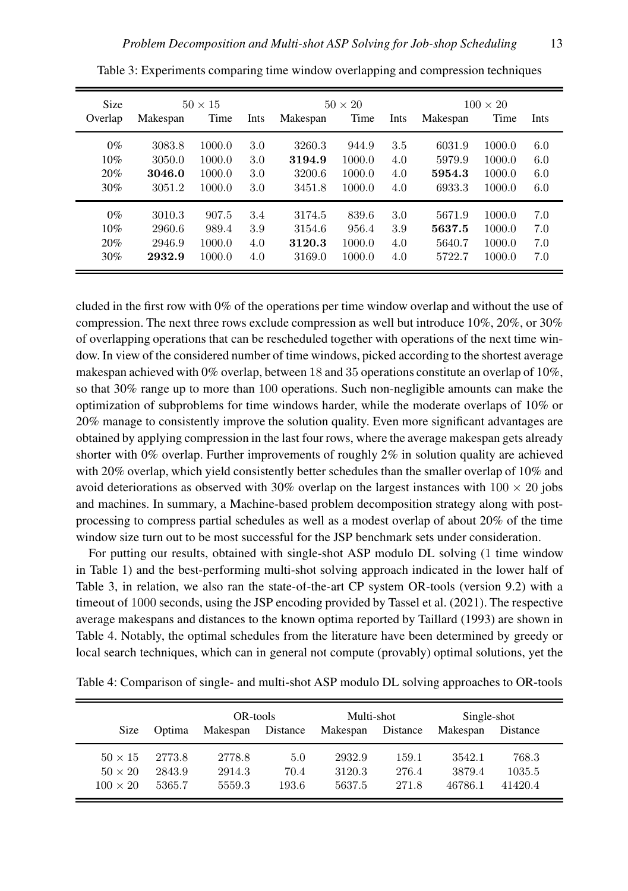Table 3: Experiments comparing time window overlapping and compression techniques

| Size | $50 \times 15$ | | | $50 \times 20$ | | | $100 \times 20$ | | |
|---|---|---|---|---|---|---|---|---|---|
| Overlap | Makespan | Time | Ints | Makespan | Time | Ints | Makespan | Time | Ints |
| 0% | 3083.8 | 1000.0 | 3.0 | 3260.3 | 944.9 | 3.5 | 6031.9 | 1000.0 | 6.0 |
| 10% | 3050.0 | 1000.0 | 3.0 | **3194.9** | 1000.0 | 4.0 | 5979.9 | 1000.0 | 6.0 |
| 20% | **3046.0** | 1000.0 | 3.0 | 3200.6 | 1000.0 | 4.0 | **5954.3** | 1000.0 | 6.0 |
| 30% | 3051.2 | 1000.0 | 3.0 | 3451.8 | 1000.0 | 4.0 | 6933.3 | 1000.0 | 6.0 |
| 0% | 3010.3 | 907.5 | 3.4 | 3174.5 | 839.6 | 3.0 | 5671.9 | 1000.0 | 7.0 |
| 10% | 2960.6 | 989.4 | 3.9 | 3154.6 | 956.4 | 3.9 | **5637.5** | 1000.0 | 7.0 |
| 20% | 2946.9 | 1000.0 | 4.0 | **3120.3** | 1000.0 | 4.0 | 5640.7 | 1000.0 | 7.0 |
| 30% | **2932.9** | 1000.0 | 4.0 | 3169.0 | 1000.0 | 4.0 | 5722.7 | 1000.0 | 7.0 |

cluded in the first row with 0% of the operations per time window overlap and without the use of compression. The next three rows exclude compression as well but introduce 10%, 20%, or 30% of overlapping operations that can be rescheduled together with operations of the next time window. In view of the considered number of time windows, picked according to the shortest average makespan achieved with 0% overlap, between 18 and 35 operations constitute an overlap of 10%, so that 30% range up to more than 100 operations. Such non-negligible amounts can make the optimization of subproblems for time windows harder, while the moderate overlaps of 10% or 20% manage to consistently improve the solution quality. Even more significant advantages are obtained by applying compression in the last four rows, where the average makespan gets already shorter with 0% overlap. Further improvements of roughly 2% in solution quality are achieved with 20% overlap, which yield consistently better schedules than the smaller overlap of 10% and avoid deteriorations as observed with 30% overlap on the largest instances with $100 \times 20$ jobs and machines. In summary, a Machine-based problem decomposition strategy along with post-processing to compress partial schedules as well as a modest overlap of about 20% of the time window size turn out to be most successful for the JSP benchmark sets under consideration.

For putting our results, obtained with single-shot ASP modulo DL solving (1 time window in Table 1) and the best-performing multi-shot solving approach indicated in the lower half of Table 3, in relation, we also ran the state-of-the-art CP system OR-tools (version 9.2) with a timeout of 1000 seconds, using the JSP encoding provided by Tassel et al. (2021). The respective average makespans and distances to the known optima reported by Taillard (1993) are shown in Table 4. Notably, the optimal schedules from the literature have been determined by greedy or local search techniques, which can in general not compute (provably) optimal solutions, yet the

Table 4: Comparison of single- and multi-shot ASP modulo DL solving approaches to OR-tools

| Size | Optima | OR-tools | | Multi-shot | | Single-shot | |
|---|---|---|---|---|---|---|---|
| | | Makespan | Distance | Makespan | Distance | Makespan | Distance |
| $50 \times 15$ | 2773.8 | 2778.8 | 5.0 | 2932.9 | 159.1 | 3542.1 | 768.3 |
| $50 \times 20$ | 2843.9 | 2914.3 | 70.4 | 3120.3 | 276.4 | 3879.4 | 1035.5 |
| $100 \times 20$ | 5365.7 | 5559.3 | 193.6 | 5637.5 | 271.8 | 46786.1 | 41420.4 |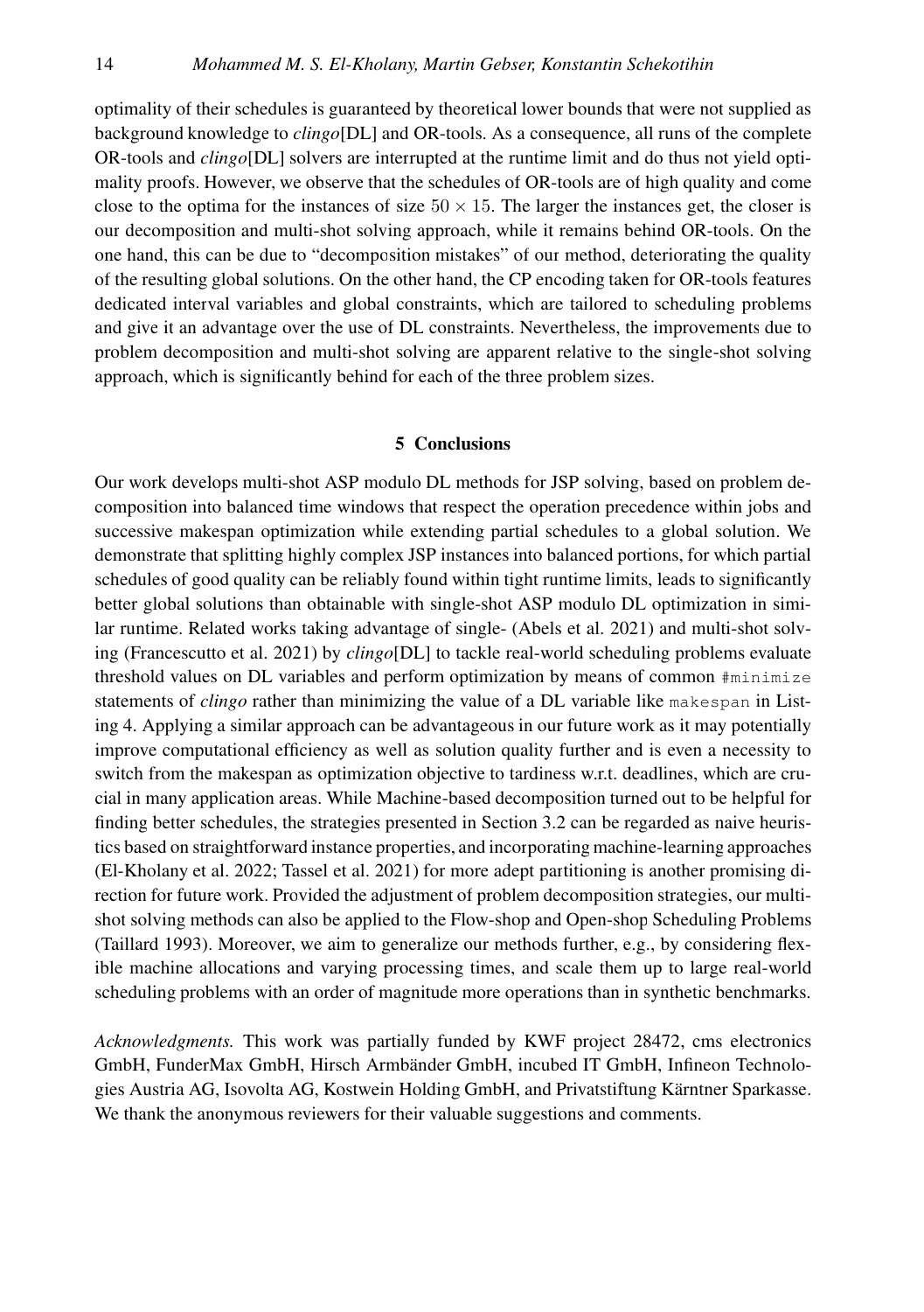optimality of their schedules is guaranteed by theoretical lower bounds that were not supplied as background knowledge to *clingo*[DL] and OR-tools. As a consequence, all runs of the complete OR-tools and *clingo*[DL] solvers are interrupted at the runtime limit and do thus not yield optimality proofs. However, we observe that the schedules of OR-tools are of high quality and come close to the optima for the instances of size $50 \times 15$. The larger the instances get, the closer is our decomposition and multi-shot solving approach, while it remains behind OR-tools. On the one hand, this can be due to "decomposition mistakes" of our method, deteriorating the quality of the resulting global solutions. On the other hand, the CP encoding taken for OR-tools features dedicated interval variables and global constraints, which are tailored to scheduling problems and give it an advantage over the use of DL constraints. Nevertheless, the improvements due to problem decomposition and multi-shot solving are apparent relative to the single-shot solving approach, which is significantly behind for each of the three problem sizes.

## 5 Conclusions

Our work develops multi-shot ASP modulo DL methods for JSP solving, based on problem decomposition into balanced time windows that respect the operation precedence within jobs and successive makespan optimization while extending partial schedules to a global solution. We demonstrate that splitting highly complex JSP instances into balanced portions, for which partial schedules of good quality can be reliably found within tight runtime limits, leads to significantly better global solutions than obtainable with single-shot ASP modulo DL optimization in similar runtime. Related works taking advantage of single- (Abels et al. 2021) and multi-shot solving (Francescutto et al. 2021) by *clingo*[DL] to tackle real-world scheduling problems evaluate threshold values on DL variables and perform optimization by means of common `#minimize` statements of *clingo* rather than minimizing the value of a DL variable like `makespan` in Listing 4. Applying a similar approach can be advantageous in our future work as it may potentially improve computational efficiency as well as solution quality further and is even a necessity to switch from the makespan as optimization objective to tardiness w.r.t. deadlines, which are crucial in many application areas. While Machine-based decomposition turned out to be helpful for finding better schedules, the strategies presented in Section 3.2 can be regarded as naive heuristics based on straightforward instance properties, and incorporating machine-learning approaches (El-Kholany et al. 2022; Tassel et al. 2021) for more adept partitioning is another promising direction for future work. Provided the adjustment of problem decomposition strategies, our multi-shot solving methods can also be applied to the Flow-shop and Open-shop Scheduling Problems (Taillard 1993). Moreover, we aim to generalize our methods further, e.g., by considering flexible machine allocations and varying processing times, and scale them up to large real-world scheduling problems with an order of magnitude more operations than in synthetic benchmarks.

*Acknowledgments.* This work was partially funded by KWF project 28472, cms electronics GmbH, FunderMax GmbH, Hirsch Armbänder GmbH, incubed IT GmbH, Infineon Technologies Austria AG, Isovolta AG, Kostwein Holding GmbH, and Privatstiftung Kärntner Sparkasse. We thank the anonymous reviewers for their valuable suggestions and comments.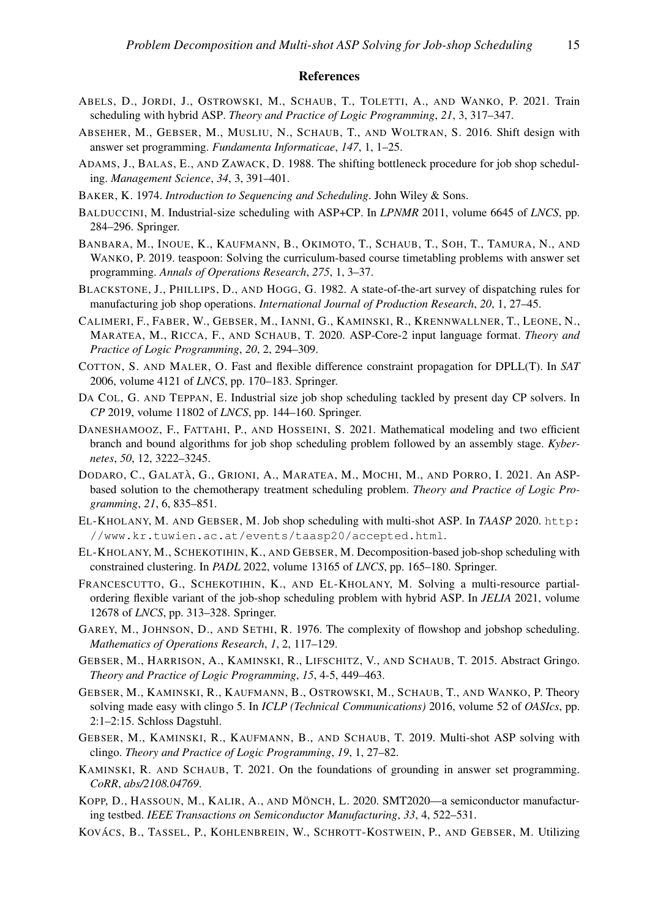## References

Abels, D., Jordi, J., Ostrowski, M., Schaub, T., Toletti, A., and Wanko, P. 2021. Train scheduling with hybrid ASP. *Theory and Practice of Logic Programming*, *21*, 3, 317–347.

Abseher, M., Gebser, M., Musliu, N., Schaub, T., and Woltran, S. 2016. Shift design with answer set programming. *Fundamenta Informaticae*, *147*, 1, 1–25.

Adams, J., Balas, E., and Zawack, D. 1988. The shifting bottleneck procedure for job shop scheduling. *Management Science*, *34*, 3, 391–401.

Baker, K. 1974. *Introduction to Sequencing and Scheduling*. John Wiley & Sons.

Balduccini, M. Industrial-size scheduling with ASP+CP. In *LPNMR* 2011, volume 6645 of *LNCS*, pp. 284–296. Springer.

Banbara, M., Inoue, K., Kaufmann, B., Okimoto, T., Schaub, T., Soh, T., Tamura, N., and Wanko, P. 2019. teaspoon: Solving the curriculum-based course timetabling problems with answer set programming. *Annals of Operations Research*, *275*, 1, 3–37.

Blackstone, J., Phillips, D., and Hogg, G. 1982. A state-of-the-art survey of dispatching rules for manufacturing job shop operations. *International Journal of Production Research*, *20*, 1, 27–45.

Calimeri, F., Faber, W., Gebser, M., Ianni, G., Kaminski, R., Krennwallner, T., Leone, N., Maratea, M., Ricca, F., and Schaub, T. 2020. ASP-Core-2 input language format. *Theory and Practice of Logic Programming*, *20*, 2, 294–309.

Cotton, S. and Maler, O. Fast and flexible difference constraint propagation for DPLL(T). In *SAT* 2006, volume 4121 of *LNCS*, pp. 170–183. Springer.

Da Col, G. and Teppan, E. Industrial size job shop scheduling tackled by present day CP solvers. In *CP* 2019, volume 11802 of *LNCS*, pp. 144–160. Springer.

Daneshamooz, F., Fattahi, P., and Hosseini, S. 2021. Mathematical modeling and two efficient branch and bound algorithms for job shop scheduling problem followed by an assembly stage. *Kybernetes*, *50*, 12, 3222–3245.

Dodaro, C., Galatà, G., Grioni, A., Maratea, M., Mochi, M., and Porro, I. 2021. An ASP-based solution to the chemotherapy treatment scheduling problem. *Theory and Practice of Logic Programming*, *21*, 6, 835–851.

El-Kholany, M. and Gebser, M. Job shop scheduling with multi-shot ASP. In *TAASP* 2020. http://www.kr.tuwien.ac.at/events/taasp20/accepted.html.

El-Kholany, M., Schekotihin, K., and Gebser, M. Decomposition-based job-shop scheduling with constrained clustering. In *PADL* 2022, volume 13165 of *LNCS*, pp. 165–180. Springer.

Francescutto, G., Schekotihin, K., and El-Kholany, M. Solving a multi-resource partial-ordering flexible variant of the job-shop scheduling problem with hybrid ASP. In *JELIA* 2021, volume 12678 of *LNCS*, pp. 313–328. Springer.

Garey, M., Johnson, D., and Sethi, R. 1976. The complexity of flowshop and jobshop scheduling. *Mathematics of Operations Research*, *1*, 2, 117–129.

Gebser, M., Harrison, A., Kaminski, R., Lifschitz, V., and Schaub, T. 2015. Abstract Gringo. *Theory and Practice of Logic Programming*, *15*, 4-5, 449–463.

Gebser, M., Kaminski, R., Kaufmann, B., Ostrowski, M., Schaub, T., and Wanko, P. Theory solving made easy with clingo 5. In *ICLP (Technical Communications)* 2016, volume 52 of *OASIcs*, pp. 2:1–2:15. Schloss Dagstuhl.

Gebser, M., Kaminski, R., Kaufmann, B., and Schaub, T. 2019. Multi-shot ASP solving with clingo. *Theory and Practice of Logic Programming*, *19*, 1, 27–82.

Kaminski, R. and Schaub, T. 2021. On the foundations of grounding in answer set programming. *CoRR*, *abs/2108.04769*.

Kopp, D., Hassoun, M., Kalir, A., and Mönch, L. 2020. SMT2020—a semiconductor manufacturing testbed. *IEEE Transactions on Semiconductor Manufacturing*, *33*, 4, 522–531.

Kovács, B., Tassel, P., Kohlenbrein, W., Schrott-Kostwein, P., and Gebser, M. Utilizing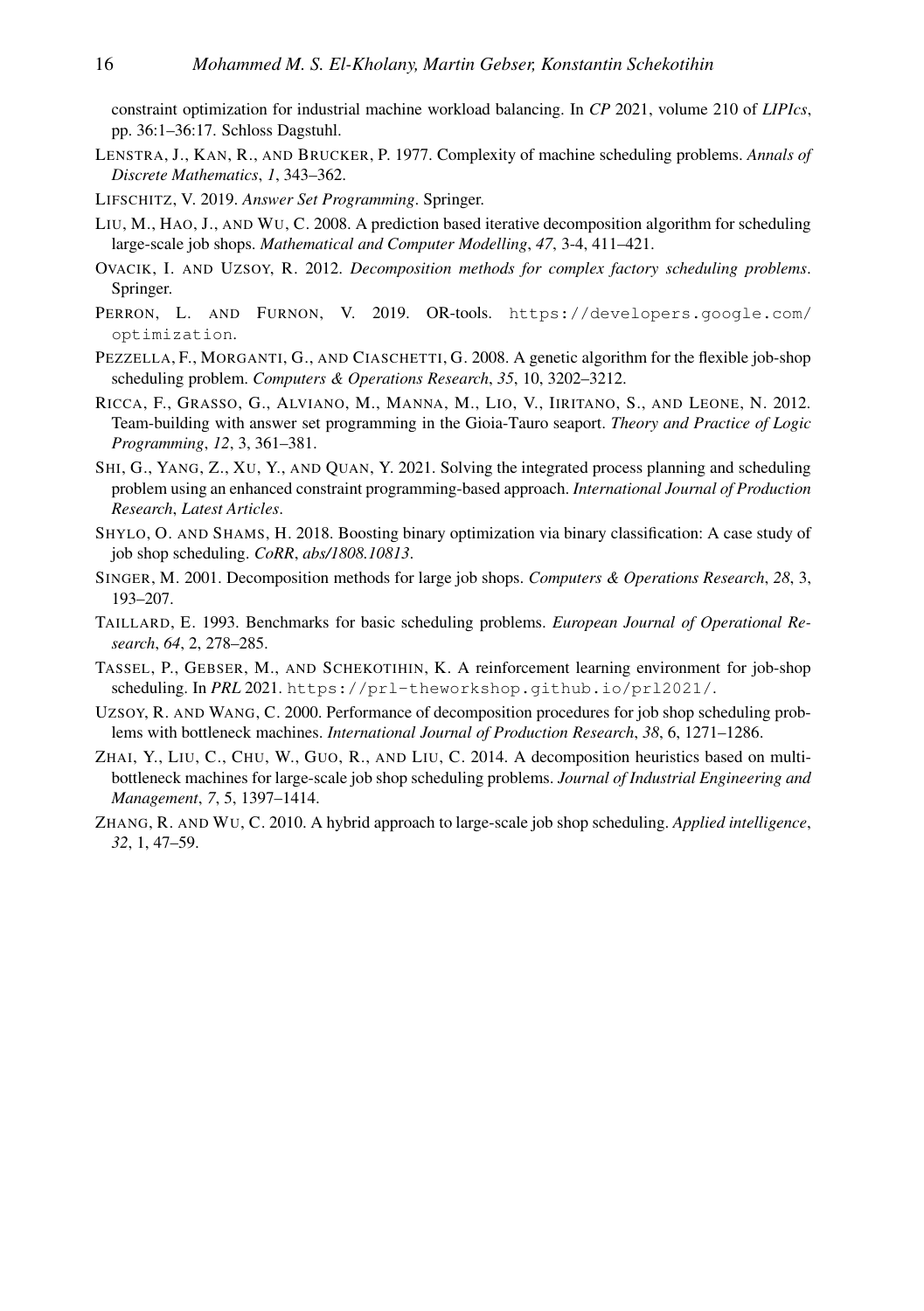constraint optimization for industrial machine workload balancing. In *CP* 2021, volume 210 of *LIPIcs*, pp. 36:1–36:17. Schloss Dagstuhl.

LENSTRA, J., KAN, R., AND BRUCKER, P. 1977. Complexity of machine scheduling problems. *Annals of Discrete Mathematics*, *1*, 343–362.

LIFSCHITZ, V. 2019. *Answer Set Programming*. Springer.

LIU, M., HAO, J., AND WU, C. 2008. A prediction based iterative decomposition algorithm for scheduling large-scale job shops. *Mathematical and Computer Modelling*, *47*, 3-4, 411–421.

OVACIK, I. AND UZSOY, R. 2012. *Decomposition methods for complex factory scheduling problems*. Springer.

PERRON, L. AND FURNON, V. 2019. OR-tools. `https://developers.google.com/optimization`.

PEZZELLA, F., MORGANTI, G., AND CIASCHETTI, G. 2008. A genetic algorithm for the flexible job-shop scheduling problem. *Computers & Operations Research*, *35*, 10, 3202–3212.

RICCA, F., GRASSO, G., ALVIANO, M., MANNA, M., LIO, V., IIRITANO, S., AND LEONE, N. 2012. Team-building with answer set programming in the Gioia-Tauro seaport. *Theory and Practice of Logic Programming*, *12*, 3, 361–381.

SHI, G., YANG, Z., XU, Y., AND QUAN, Y. 2021. Solving the integrated process planning and scheduling problem using an enhanced constraint programming-based approach. *International Journal of Production Research*, *Latest Articles*.

SHYLO, O. AND SHAMS, H. 2018. Boosting binary optimization via binary classification: A case study of job shop scheduling. *CoRR*, *abs/1808.10813*.

SINGER, M. 2001. Decomposition methods for large job shops. *Computers & Operations Research*, *28*, 3, 193–207.

TAILLARD, E. 1993. Benchmarks for basic scheduling problems. *European Journal of Operational Research*, *64*, 2, 278–285.

TASSEL, P., GEBSER, M., AND SCHEKOTIHIN, K. A reinforcement learning environment for job-shop scheduling. In *PRL* 2021. `https://prl-theworkshop.github.io/prl2021/`.

UZSOY, R. AND WANG, C. 2000. Performance of decomposition procedures for job shop scheduling problems with bottleneck machines. *International Journal of Production Research*, *38*, 6, 1271–1286.

ZHAI, Y., LIU, C., CHU, W., GUO, R., AND LIU, C. 2014. A decomposition heuristics based on multi-bottleneck machines for large-scale job shop scheduling problems. *Journal of Industrial Engineering and Management*, *7*, 5, 1397–1414.

ZHANG, R. AND WU, C. 2010. A hybrid approach to large-scale job shop scheduling. *Applied intelligence*, *32*, 1, 47–59.